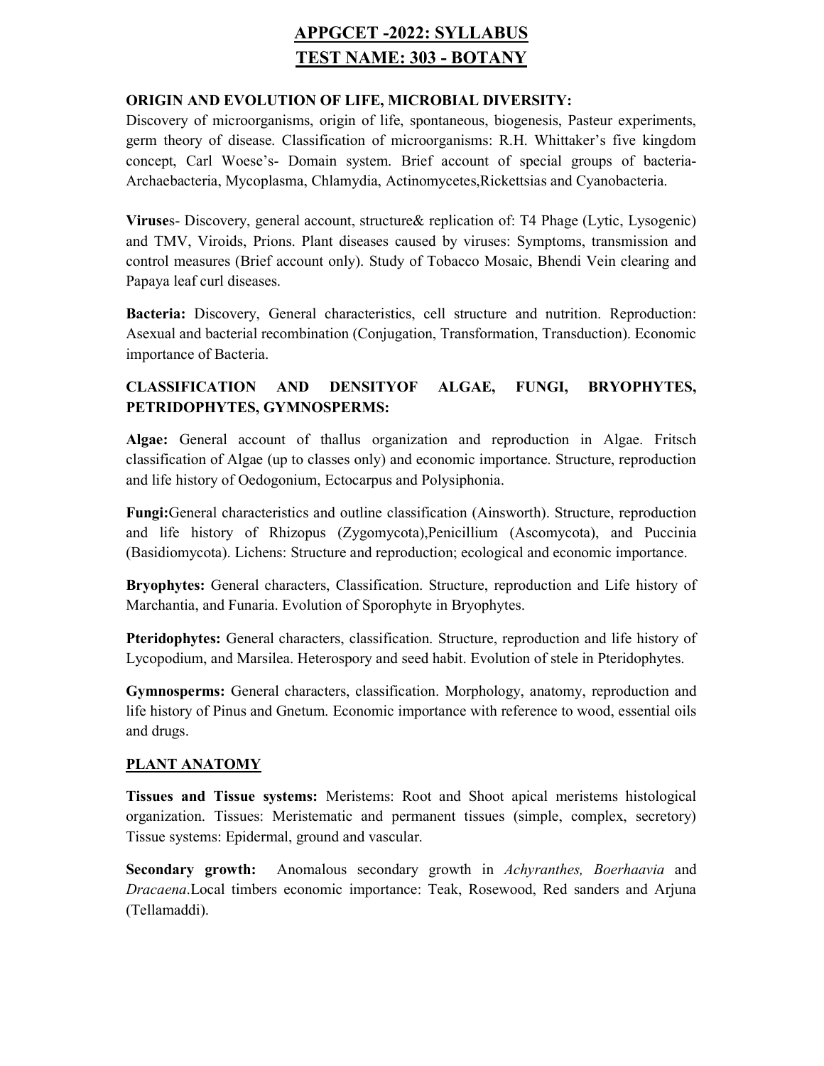# APPGCET -2022: SYLLABUS
# TEST NAME: 303 - BOTANY

**ORIGIN AND EVOLUTION OF LIFE, MICROBIAL DIVERSITY:**

Discovery of microorganisms, origin of life, spontaneous, biogenesis, Pasteur experiments, germ theory of disease. Classification of microorganisms: R.H. Whittaker's five kingdom concept, Carl Woese's- Domain system. Brief account of special groups of bacteria- Archaebacteria, Mycoplasma, Chlamydia, Actinomycetes,Rickettsias and Cyanobacteria.

**Viruse**s- Discovery, general account, structure& replication of: T4 Phage (Lytic, Lysogenic) and TMV, Viroids, Prions. Plant diseases caused by viruses: Symptoms, transmission and control measures (Brief account only). Study of Tobacco Mosaic, Bhendi Vein clearing and Papaya leaf curl diseases.

**Bacteria:** Discovery, General characteristics, cell structure and nutrition. Reproduction: Asexual and bacterial recombination (Conjugation, Transformation, Transduction). Economic importance of Bacteria.

**CLASSIFICATION AND DENSITYOF ALGAE, FUNGI, BRYOPHYTES, PETRIDOPHYTES, GYMNOSPERMS:**

**Algae:** General account of thallus organization and reproduction in Algae. Fritsch classification of Algae (up to classes only) and economic importance. Structure, reproduction and life history of Oedogonium, Ectocarpus and Polysiphonia.

**Fungi:**General characteristics and outline classification (Ainsworth). Structure, reproduction and life history of Rhizopus (Zygomycota),Penicillium (Ascomycota), and Puccinia (Basidiomycota). Lichens: Structure and reproduction; ecological and economic importance.

**Bryophytes:** General characters, Classification. Structure, reproduction and Life history of Marchantia, and Funaria. Evolution of Sporophyte in Bryophytes.

**Pteridophytes:** General characters, classification. Structure, reproduction and life history of Lycopodium, and Marsilea. Heterospory and seed habit. Evolution of stele in Pteridophytes.

**Gymnosperms:** General characters, classification. Morphology, anatomy, reproduction and life history of Pinus and Gnetum. Economic importance with reference to wood, essential oils and drugs.

## PLANT ANATOMY

**Tissues and Tissue systems:** Meristems: Root and Shoot apical meristems histological organization. Tissues: Meristematic and permanent tissues (simple, complex, secretory) Tissue systems: Epidermal, ground and vascular.

**Secondary growth:** Anomalous secondary growth in *Achyranthes, Boerhaavia* and *Dracaena*.Local timbers economic importance: Teak, Rosewood, Red sanders and Arjuna (Tellamaddi).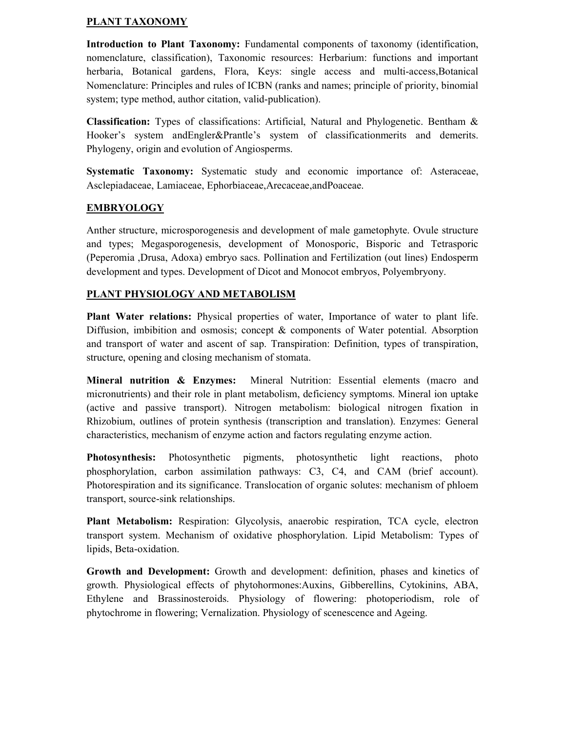## PLANT TAXONOMY

**Introduction to Plant Taxonomy:** Fundamental components of taxonomy (identification, nomenclature, classification), Taxonomic resources: Herbarium: functions and important herbaria, Botanical gardens, Flora, Keys: single access and multi-access,Botanical Nomenclature: Principles and rules of ICBN (ranks and names; principle of priority, binomial system; type method, author citation, valid-publication).

**Classification:** Types of classifications: Artificial, Natural and Phylogenetic. Bentham & Hooker's system andEngler&Prantle's system of classificationmerits and demerits. Phylogeny, origin and evolution of Angiosperms.

**Systematic Taxonomy:** Systematic study and economic importance of: Asteraceae, Asclepiadaceae, Lamiaceae, Ephorbiaceae,Arecaceae,andPoaceae.

## EMBRYOLOGY

Anther structure, microsporogenesis and development of male gametophyte. Ovule structure and types; Megasporogenesis, development of Monosporic, Bisporic and Tetrasporic (Peperomia ,Drusa, Adoxa) embryo sacs. Pollination and Fertilization (out lines) Endosperm development and types. Development of Dicot and Monocot embryos, Polyembryony.

## PLANT PHYSIOLOGY AND METABOLISM

**Plant Water relations:** Physical properties of water, Importance of water to plant life. Diffusion, imbibition and osmosis; concept & components of Water potential. Absorption and transport of water and ascent of sap. Transpiration: Definition, types of transpiration, structure, opening and closing mechanism of stomata.

**Mineral nutrition & Enzymes:** Mineral Nutrition: Essential elements (macro and micronutrients) and their role in plant metabolism, deficiency symptoms. Mineral ion uptake (active and passive transport). Nitrogen metabolism: biological nitrogen fixation in Rhizobium, outlines of protein synthesis (transcription and translation). Enzymes: General characteristics, mechanism of enzyme action and factors regulating enzyme action.

**Photosynthesis:** Photosynthetic pigments, photosynthetic light reactions, photo phosphorylation, carbon assimilation pathways: C3, C4, and CAM (brief account). Photorespiration and its significance. Translocation of organic solutes: mechanism of phloem transport, source-sink relationships.

**Plant Metabolism:** Respiration: Glycolysis, anaerobic respiration, TCA cycle, electron transport system. Mechanism of oxidative phosphorylation. Lipid Metabolism: Types of lipids, Beta-oxidation.

**Growth and Development:** Growth and development: definition, phases and kinetics of growth. Physiological effects of phytohormones:Auxins, Gibberellins, Cytokinins, ABA, Ethylene and Brassinosteroids. Physiology of flowering: photoperiodism, role of phytochrome in flowering; Vernalization. Physiology of scenescence and Ageing.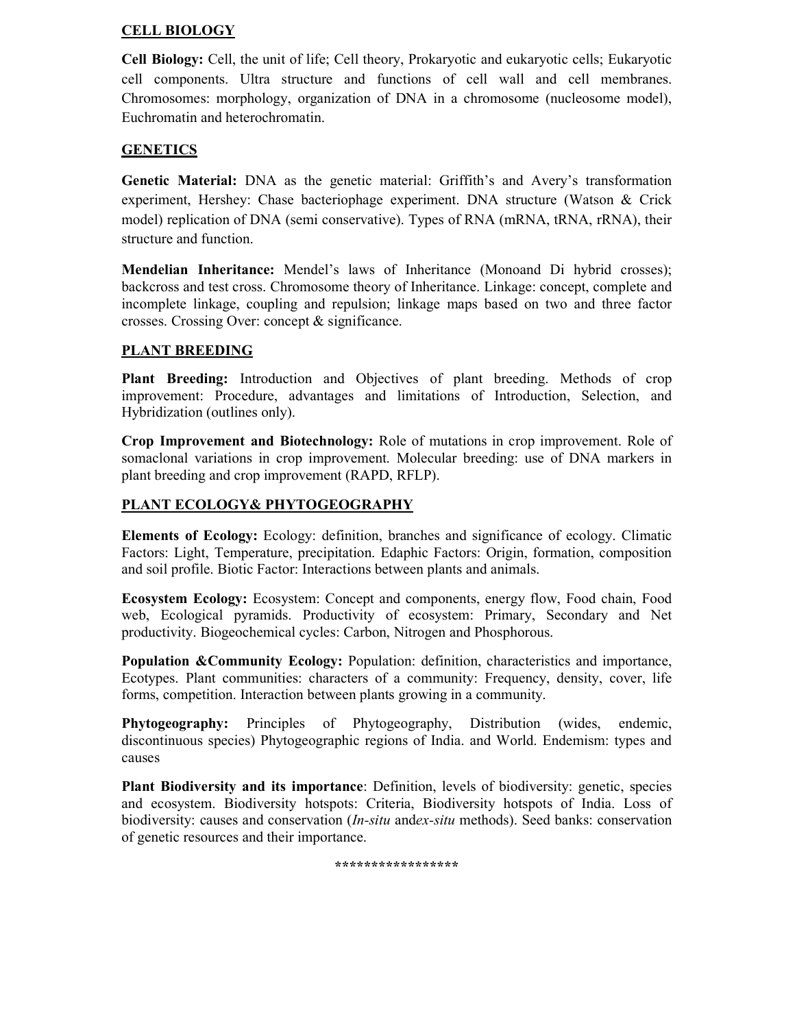## CELL BIOLOGY

**Cell Biology:** Cell, the unit of life; Cell theory, Prokaryotic and eukaryotic cells; Eukaryotic cell components. Ultra structure and functions of cell wall and cell membranes. Chromosomes: morphology, organization of DNA in a chromosome (nucleosome model), Euchromatin and heterochromatin.

## GENETICS

**Genetic Material:** DNA as the genetic material: Griffith's and Avery's transformation experiment, Hershey: Chase bacteriophage experiment. DNA structure (Watson & Crick model) replication of DNA (semi conservative). Types of RNA (mRNA, tRNA, rRNA), their structure and function.

**Mendelian Inheritance:** Mendel's laws of Inheritance (Monoand Di hybrid crosses); backcross and test cross. Chromosome theory of Inheritance. Linkage: concept, complete and incomplete linkage, coupling and repulsion; linkage maps based on two and three factor crosses. Crossing Over: concept & significance.

## PLANT BREEDING

**Plant Breeding:** Introduction and Objectives of plant breeding. Methods of crop improvement: Procedure, advantages and limitations of Introduction, Selection, and Hybridization (outlines only).

**Crop Improvement and Biotechnology:** Role of mutations in crop improvement. Role of somaclonal variations in crop improvement. Molecular breeding: use of DNA markers in plant breeding and crop improvement (RAPD, RFLP).

## PLANT ECOLOGY& PHYTOGEOGRAPHY

**Elements of Ecology:** Ecology: definition, branches and significance of ecology. Climatic Factors: Light, Temperature, precipitation. Edaphic Factors: Origin, formation, composition and soil profile. Biotic Factor: Interactions between plants and animals.

**Ecosystem Ecology:** Ecosystem: Concept and components, energy flow, Food chain, Food web, Ecological pyramids. Productivity of ecosystem: Primary, Secondary and Net productivity. Biogeochemical cycles: Carbon, Nitrogen and Phosphorous.

**Population &Community Ecology:** Population: definition, characteristics and importance, Ecotypes. Plant communities: characters of a community: Frequency, density, cover, life forms, competition. Interaction between plants growing in a community.

**Phytogeography:** Principles of Phytogeography, Distribution (wides, endemic, discontinuous species) Phytogeographic regions of India. and World. Endemism: types and causes

**Plant Biodiversity and its importance**: Definition, levels of biodiversity: genetic, species and ecosystem. Biodiversity hotspots: Criteria, Biodiversity hotspots of India. Loss of biodiversity: causes and conservation (*In-situ* and*ex-situ* methods). Seed banks: conservation of genetic resources and their importance.

*****************